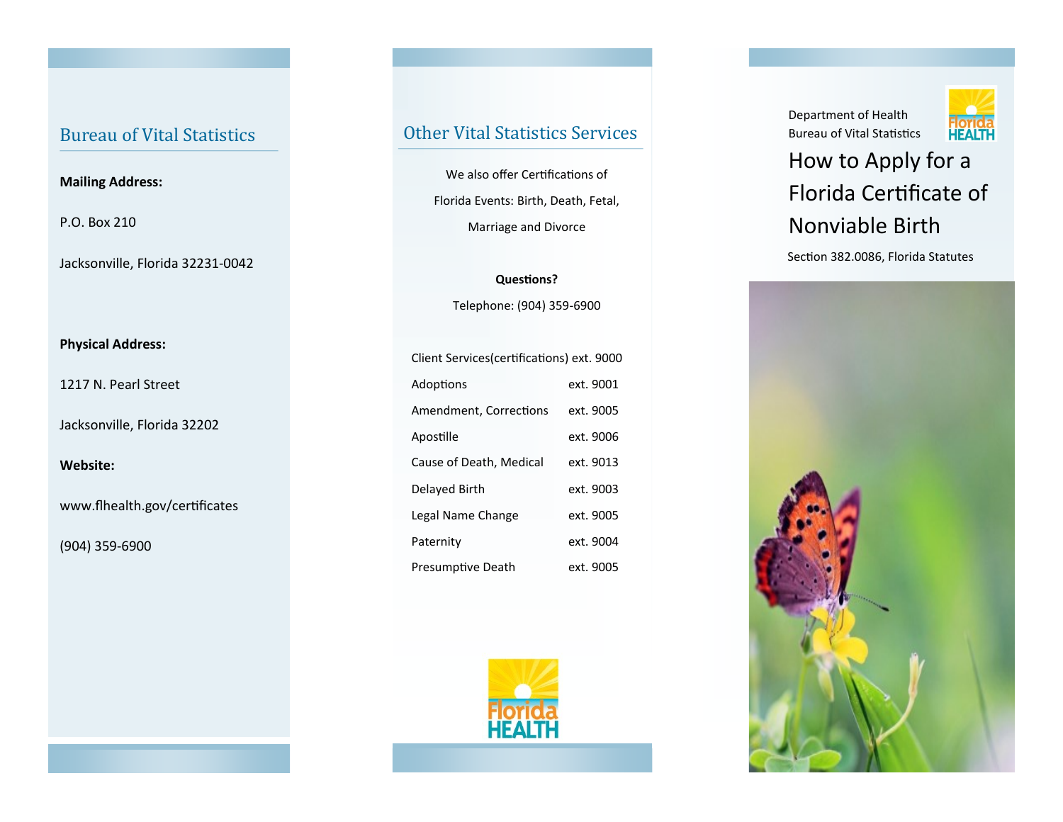## Bureau of Vital Statistics

**Mailing Address:**

P.O. Box 210

Jacksonville, Florida 32231-0042

**Physical Address:**

1217 N. Pearl Street

Jacksonville, Florida 32202

**Website:**

www.flhealth.gov/certificates

(904) 359-6900

## Other Vital Statistics Services

We also offer Certifications of Florida Events: Birth, Death, Fetal, Marriage and Divorce

**Questions?**

Telephone: (904) 359-6900

| | |
|---|---|
| Client Services(certifications) | ext. 9000 |
| Adoptions | ext. 9001 |
| Amendment, Corrections | ext. 9005 |
| Apostille | ext. 9006 |
| Cause of Death, Medical | ext. 9013 |
| Delayed Birth | ext. 9003 |
| Legal Name Change | ext. 9005 |
| Paternity | ext. 9004 |
| Presumptive Death | ext. 9005 |

Florida HEALTH

Department of Health
Bureau of Vital Statistics

Florida HEALTH

# How to Apply for a Florida Certificate of Nonviable Birth

Section 382.0086, Florida Statutes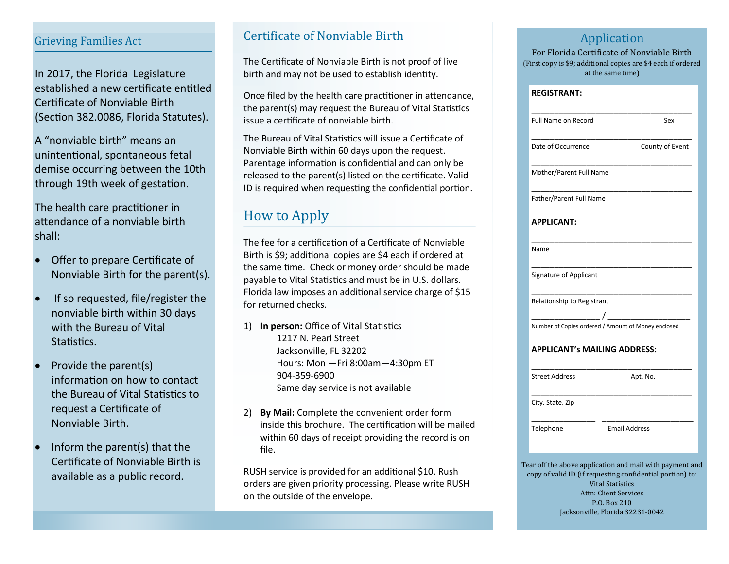## Grieving Families Act

In 2017, the Florida Legislature established a new certificate entitled Certificate of Nonviable Birth (Section 382.0086, Florida Statutes).

A "nonviable birth" means an unintentional, spontaneous fetal demise occurring between the 10th through 19th week of gestation.

The health care practitioner in attendance of a nonviable birth shall:

- Offer to prepare Certificate of Nonviable Birth for the parent(s).
- If so requested, file/register the nonviable birth within 30 days with the Bureau of Vital Statistics.
- Provide the parent(s) information on how to contact the Bureau of Vital Statistics to request a Certificate of Nonviable Birth.
- Inform the parent(s) that the Certificate of Nonviable Birth is available as a public record.

## Certificate of Nonviable Birth

The Certificate of Nonviable Birth is not proof of live birth and may not be used to establish identity.

Once filed by the health care practitioner in attendance, the parent(s) may request the Bureau of Vital Statistics issue a certificate of nonviable birth.

The Bureau of Vital Statistics will issue a Certificate of Nonviable Birth within 60 days upon the request. Parentage information is confidential and can only be released to the parent(s) listed on the certificate. Valid ID is required when requesting the confidential portion.

## How to Apply

The fee for a certification of a Certificate of Nonviable Birth is $9; additional copies are $4 each if ordered at the same time. Check or money order should be made payable to Vital Statistics and must be in U.S. dollars. Florida law imposes an additional service charge of $15 for returned checks.

1) **In person:** Office of Vital Statistics
   1217 N. Pearl Street
   Jacksonville, FL 32202
   Hours: Mon —Fri 8:00am—4:30pm ET
   904-359-6900
   Same day service is not available

2) **By Mail:** Complete the convenient order form inside this brochure. The certification will be mailed within 60 days of receipt providing the record is on file.

RUSH service is provided for an additional $10. Rush orders are given priority processing. Please write RUSH on the outside of the envelope.

## Application

For Florida Certificate of Nonviable Birth
(First copy is $9; additional copies are $4 each if ordered at the same time)

**REGISTRANT:**

______________________________________
Full Name on Record Sex

______________________________________
Date of Occurrence County of Event

______________________________________
Mother/Parent Full Name

______________________________________
Father/Parent Full Name

**APPLICANT:**

______________________________________
Name

______________________________________
Signature of Applicant

______________________________________
Relationship to Registrant

________________ / ________________
Number of Copies ordered / Amount of Money enclosed

**APPLICANT's MAILING ADDRESS:**

______________________________________
Street Address Apt. No.

______________________________________
City, State, Zip

______________ ____________________
Telephone Email Address

Tear off the above application and mail with payment and copy of valid ID (if requesting confidential portion) to:
Vital Statistics
Attn: Client Services
P.O. Box 210
Jacksonville, Florida 32231-0042